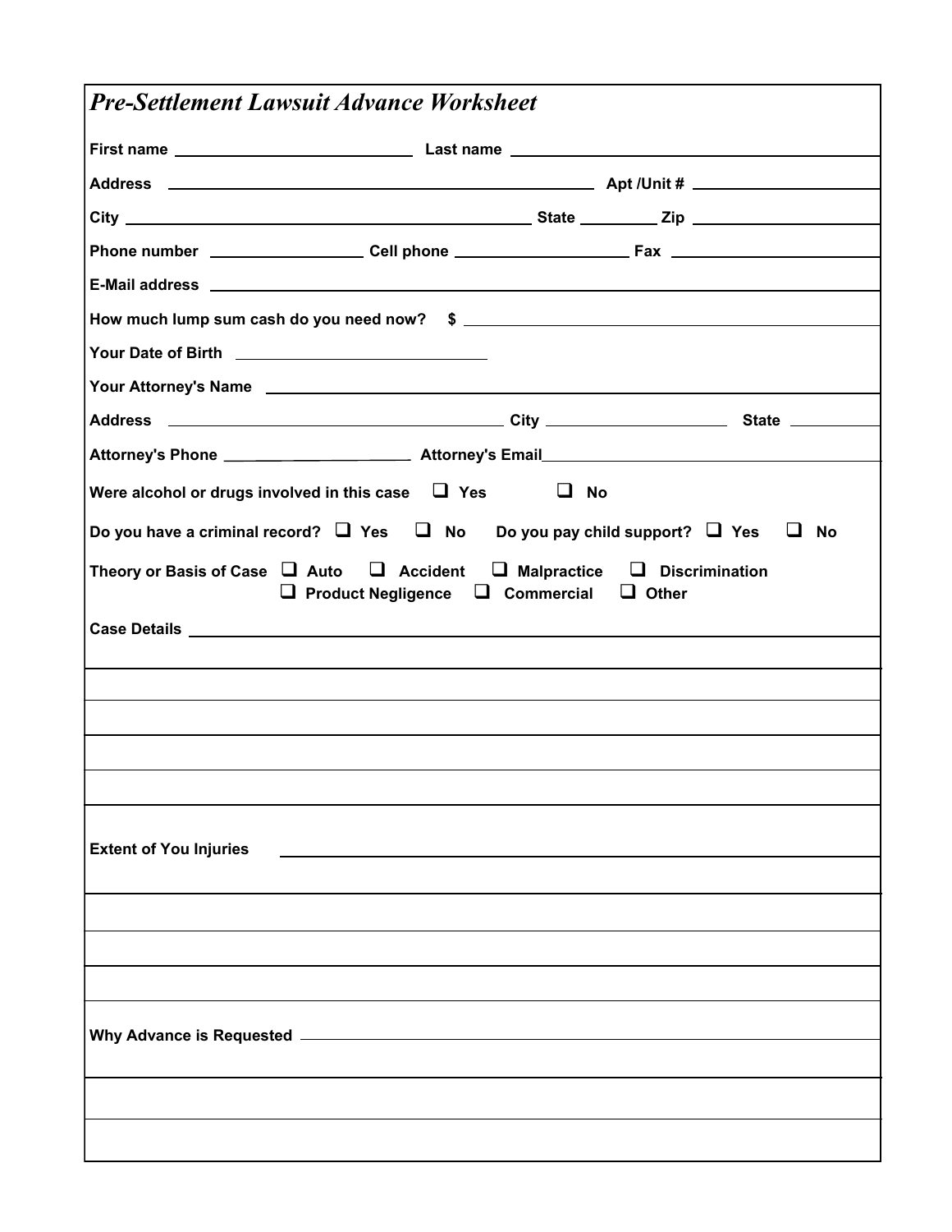## *Pre-Settlement Lawsuit Advance Worksheet*

**First name** ____________________ **Last name** ____________________

**Address** ____________________ **Apt /Unit #** ____________

**City** ____________________ **State** ________ **Zip** ____________

**Phone number** ____________ **Cell phone** ____________ **Fax** ____________

**E-Mail address** ____________________

**How much lump sum cash do you need now? $** ____________________

**Your Date of Birth** ____________________

**Your Attorney's Name** ____________________

**Address** ____________________ **City** ____________ **State** ________

**Attorney's Phone** ____________ **Attorney's Email** ____________________

**Were alcohol or drugs involved in this case** ☐ **Yes** ☐ **No**

**Do you have a criminal record?** ☐ **Yes** ☐ **No** **Do you pay child support?** ☐ **Yes** ☐ **No**

**Theory or Basis of Case** ☐ **Auto** ☐ **Accident** ☐ **Malpractice** ☐ **Discrimination** ☐ **Product Negligence** ☐ **Commercial** ☐ **Other**

**Case Details** ____________________

____________________

____________________

____________________

____________________

**Extent of You Injuries** ____________________

____________________

____________________

____________________

**Why Advance is Requested** ____________________

____________________

____________________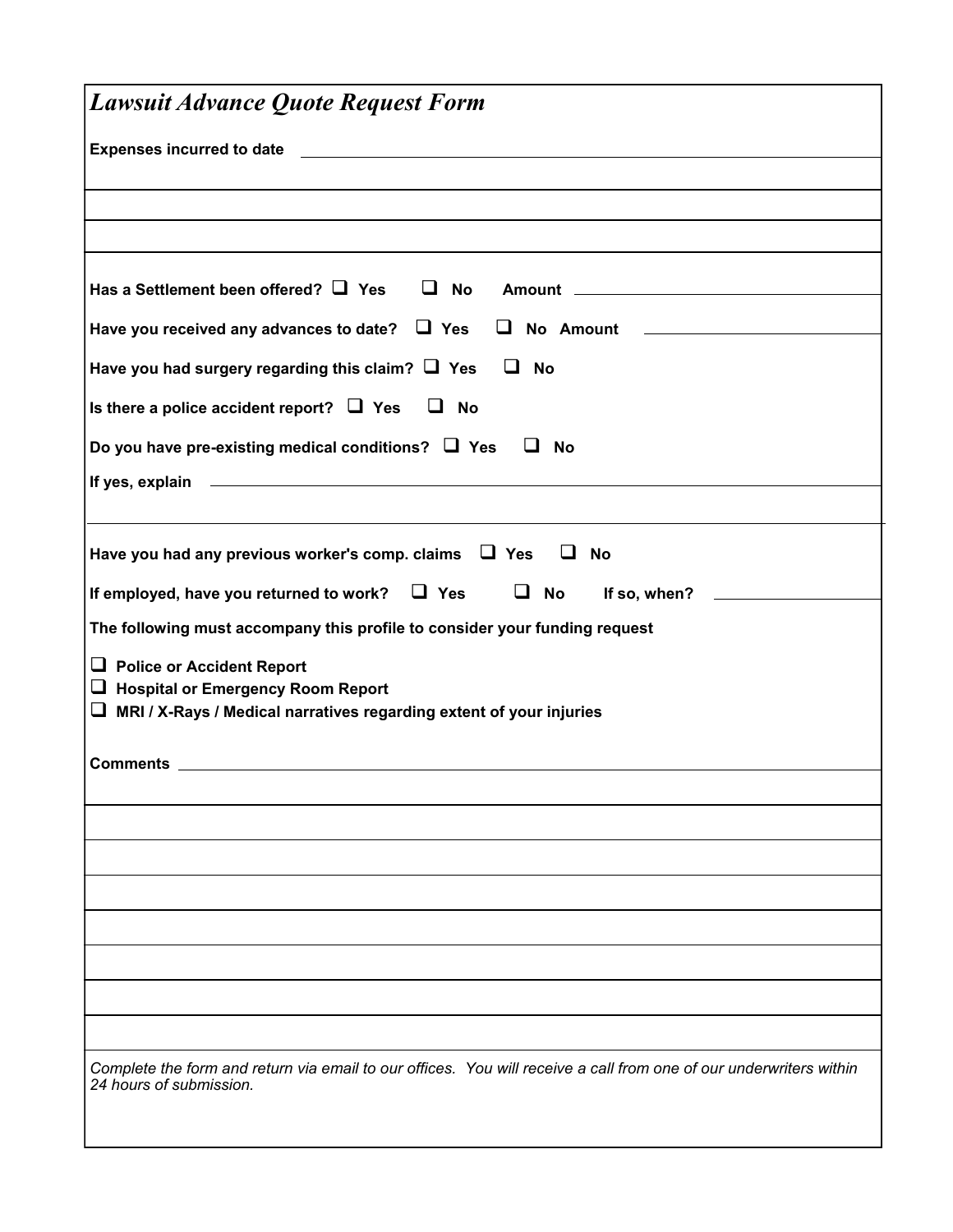## *Lawsuit Advance Quote Request Form*

**Expenses incurred to date** \_\_\_\_\_\_\_\_\_\_\_\_\_\_\_\_\_\_\_\_\_\_\_\_\_\_\_\_\_\_\_\_\_\_\_\_\_\_\_\_

**Has a Settlement been offered?** ❑ **Yes** ❑ **No** **Amount** \_\_\_\_\_\_\_\_\_\_\_\_\_\_\_\_\_\_\_\_

**Have you received any advances to date?** ❑ **Yes** ❑ **No** **Amount** \_\_\_\_\_\_\_\_\_\_\_\_\_\_\_\_\_\_\_\_

**Have you had surgery regarding this claim?** ❑ **Yes** ❑ **No**

**Is there a police accident report?** ❑ **Yes** ❑ **No**

**Do you have pre-existing medical conditions?** ❑ **Yes** ❑ **No**

**If yes, explain** \_\_\_\_\_\_\_\_\_\_\_\_\_\_\_\_\_\_\_\_\_\_\_\_\_\_\_\_\_\_\_\_\_\_\_\_\_\_\_\_

**Have you had any previous worker's comp. claims** ❑ **Yes** ❑ **No**

**If employed, have you returned to work?** ❑ **Yes** ❑ **No** **If so, when?** \_\_\_\_\_\_\_\_\_\_\_\_\_\_\_\_\_\_\_\_

**The following must accompany this profile to consider your funding request**

❑ **Police or Accident Report**
❑ **Hospital or Emergency Room Report**
❑ **MRI / X-Rays / Medical narratives regarding extent of your injuries**

**Comments** \_\_\_\_\_\_\_\_\_\_\_\_\_\_\_\_\_\_\_\_\_\_\_\_\_\_\_\_\_\_\_\_\_\_\_\_\_\_\_\_

*Complete the form and return via email to our offices. You will receive a call from one of our underwriters within 24 hours of submission.*